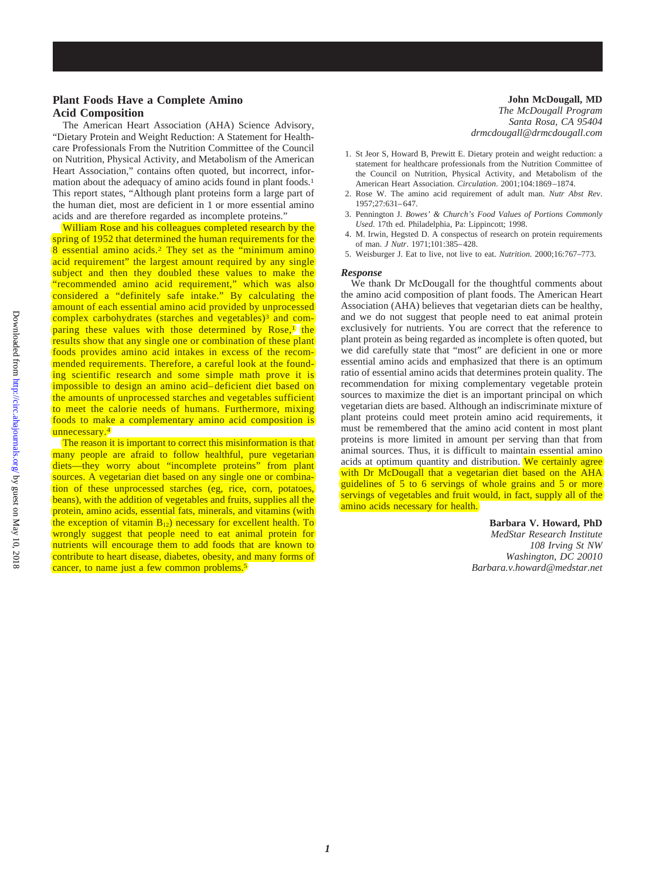## Plant Foods Have a Complete Amino Acid Composition

The American Heart Association (AHA) Science Advisory, "Dietary Protein and Weight Reduction: A Statement for Healthcare Professionals From the Nutrition Committee of the Council on Nutrition, Physical Activity, and Metabolism of the American Heart Association," contains often quoted, but incorrect, information about the adequacy of amino acids found in plant foods.[1] This report states, "Although plant proteins form a large part of the human diet, most are deficient in 1 or more essential amino acids and are therefore regarded as incomplete proteins."

William Rose and his colleagues completed research by the spring of 1952 that determined the human requirements for the 8 essential amino acids.[2] They set as the "minimum amino acid requirement" the largest amount required by any single subject and then they doubled these values to make the "recommended amino acid requirement," which was also considered a "definitely safe intake." By calculating the amount of each essential amino acid provided by unprocessed complex carbohydrates (starches and vegetables)[3] and comparing these values with those determined by Rose,[1] the results show that any single one or combination of these plant foods provides amino acid intakes in excess of the recommended requirements. Therefore, a careful look at the founding scientific research and some simple math prove it is impossible to design an amino acid–deficient diet based on the amounts of unprocessed starches and vegetables sufficient to meet the calorie needs of humans. Furthermore, mixing foods to make a complementary amino acid composition is unnecessary.[4]

The reason it is important to correct this misinformation is that many people are afraid to follow healthful, pure vegetarian diets—they worry about "incomplete proteins" from plant sources. A vegetarian diet based on any single one or combination of these unprocessed starches (eg, rice, corn, potatoes, beans), with the addition of vegetables and fruits, supplies all the protein, amino acids, essential fats, minerals, and vitamins (with the exception of vitamin $B_{12}$) necessary for excellent health. To wrongly suggest that people need to eat animal protein for nutrients will encourage them to add foods that are known to contribute to heart disease, diabetes, obesity, and many forms of cancer, to name just a few common problems.[5]

**John McDougall, MD**
*The McDougall Program*
*Santa Rosa, CA 95404*
*drmcdougall@drmcdougall.com*

1. St Jeor S, Howard B, Prewitt E. Dietary protein and weight reduction: a statement for healthcare professionals from the Nutrition Committee of the Council on Nutrition, Physical Activity, and Metabolism of the American Heart Association. *Circulation*. 2001;104:1869–1874.
2. Rose W. The amino acid requirement of adult man. *Nutr Abst Rev*. 1957;27:631–647.
3. Pennington J. *Bowes' & Church's Food Values of Portions Commonly Used*. 17th ed. Philadelphia, Pa: Lippincott; 1998.
4. M. Irwin, Hegsted D. A conspectus of research on protein requirements of man. *J Nutr*. 1971;101:385–428.
5. Weisburger J. Eat to live, not live to eat. *Nutrition*. 2000;16:767–773.

### *Response*

We thank Dr McDougall for the thoughtful comments about the amino acid composition of plant foods. The American Heart Association (AHA) believes that vegetarian diets can be healthy, and we do not suggest that people need to eat animal protein exclusively for nutrients. You are correct that the reference to plant protein as being regarded as incomplete is often quoted, but we did carefully state that "most" are deficient in one or more essential amino acids and emphasized that there is an optimum ratio of essential amino acids that determines protein quality. The recommendation for mixing complementary vegetable protein sources to maximize the diet is an important principal on which vegetarian diets are based. Although an indiscriminate mixture of plant proteins could meet protein amino acid requirements, it must be remembered that the amino acid content in most plant proteins is more limited in amount per serving than that from animal sources. Thus, it is difficult to maintain essential amino acids at optimum quantity and distribution. We certainly agree with Dr McDougall that a vegetarian diet based on the AHA guidelines of 5 to 6 servings of whole grains and 5 or more servings of vegetables and fruit would, in fact, supply all of the amino acids necessary for health.

**Barbara V. Howard, PhD**
*MedStar Research Institute*
*108 Irving St NW*
*Washington, DC 20010*
*Barbara.v.howard@medstar.net*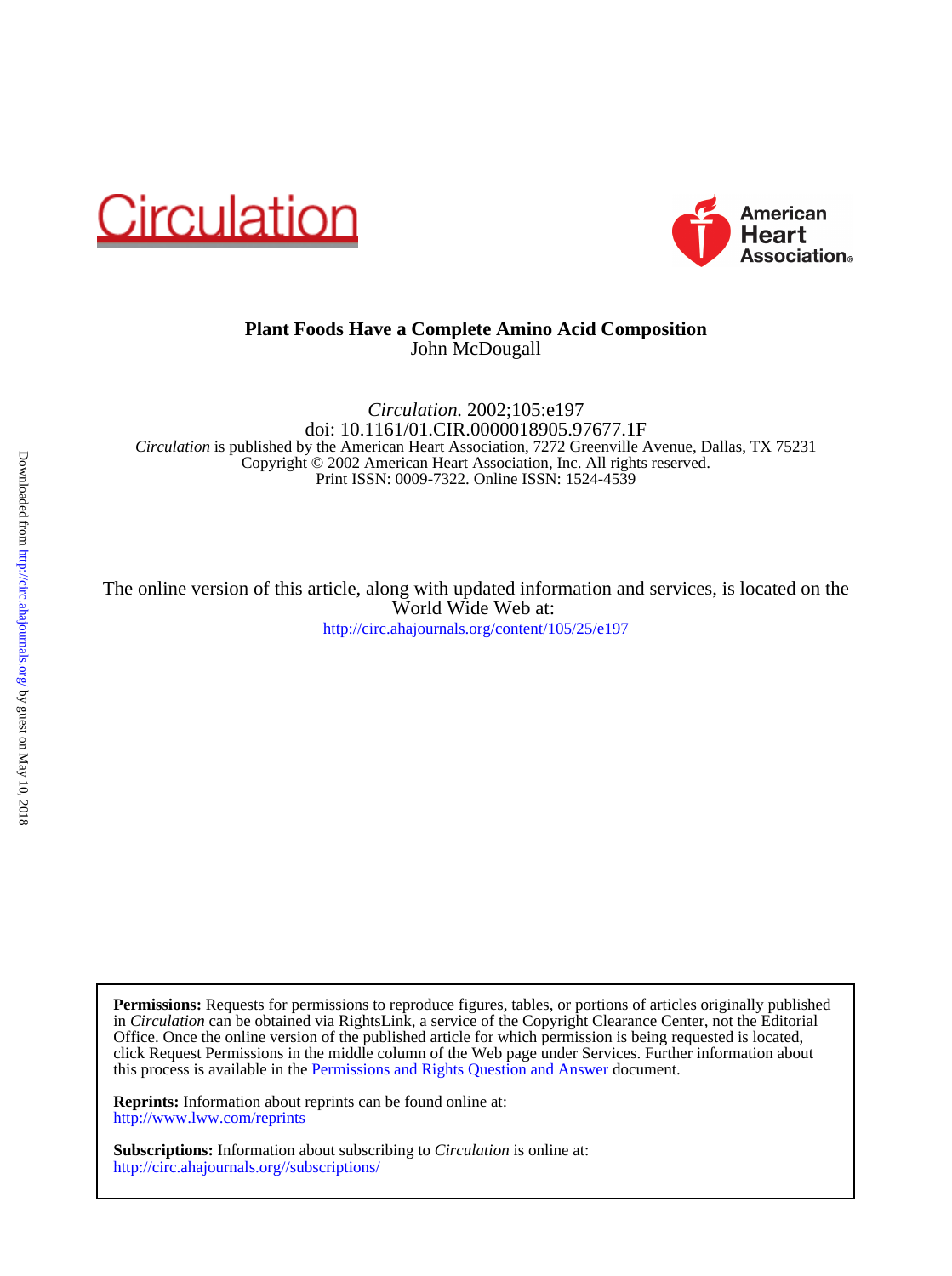**Plant Foods Have a Complete Amino Acid Composition**
John McDougall

*Circulation.* 2002;105:e197
doi: 10.1161/01.CIR.0000018905.97677.1F
*Circulation* is published by the American Heart Association, 7272 Greenville Avenue, Dallas, TX 75231
Copyright © 2002 American Heart Association, Inc. All rights reserved.
Print ISSN: 0009-7322. Online ISSN: 1524-4539

The online version of this article, along with updated information and services, is located on the World Wide Web at:
http://circ.ahajournals.org/content/105/25/e197

**Permissions:** Requests for permissions to reproduce figures, tables, or portions of articles originally published in *Circulation* can be obtained via RightsLink, a service of the Copyright Clearance Center, not the Editorial Office. Once the online version of the published article for which permission is being requested is located, click Request Permissions in the middle column of the Web page under Services. Further information about this process is available in the Permissions and Rights Question and Answer document.

**Reprints:** Information about reprints can be found online at:
http://www.lww.com/reprints

**Subscriptions:** Information about subscribing to *Circulation* is online at:
http://circ.ahajournals.org//subscriptions/

Downloaded from http://circ.ahajournals.org/ by guest on May 10, 2018